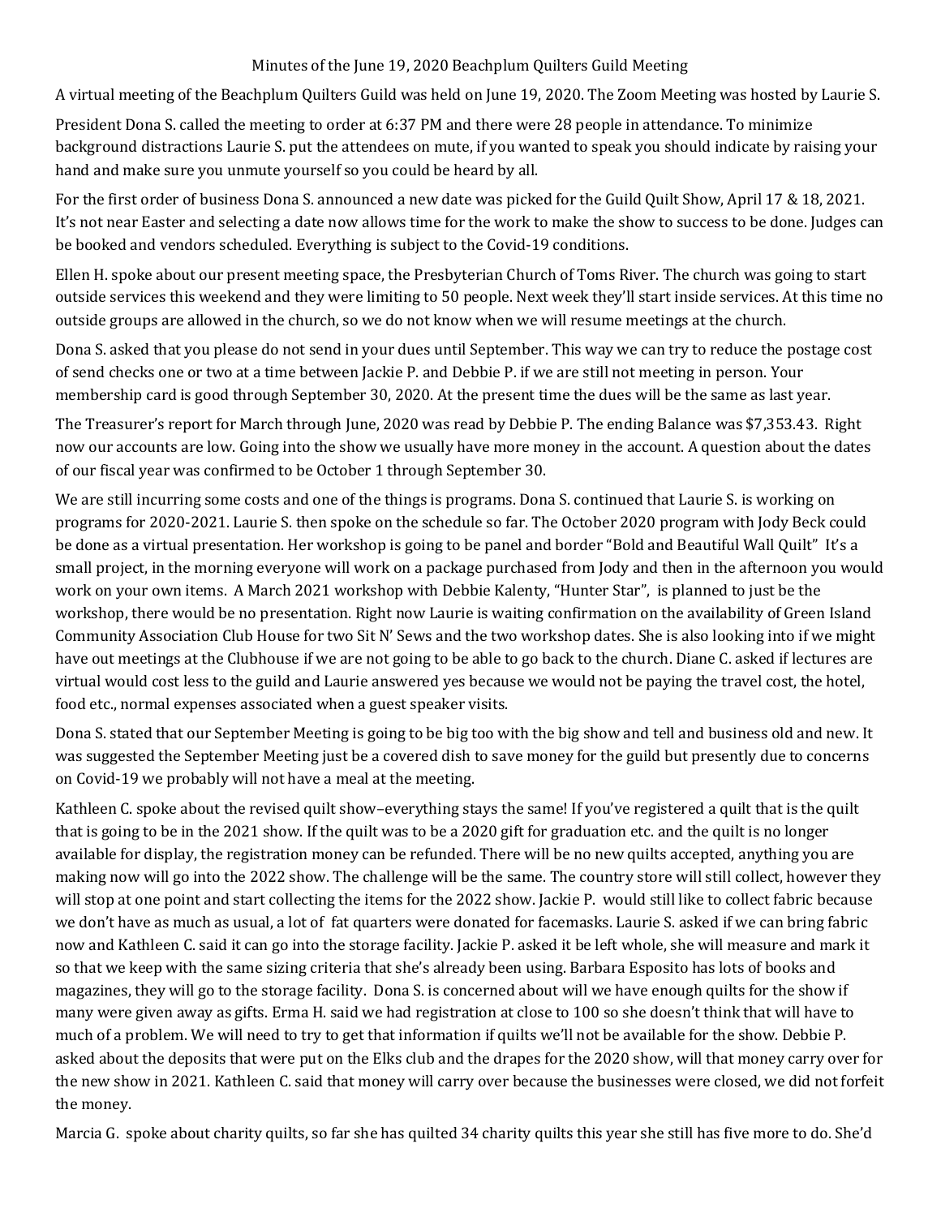Minutes of the June 19, 2020 Beachplum Quilters Guild Meeting

A virtual meeting of the Beachplum Quilters Guild was held on June 19, 2020. The Zoom Meeting was hosted by Laurie S.

President Dona S. called the meeting to order at 6:37 PM and there were 28 people in attendance. To minimize background distractions Laurie S. put the attendees on mute, if you wanted to speak you should indicate by raising your hand and make sure you unmute yourself so you could be heard by all.

For the first order of business Dona S. announced a new date was picked for the Guild Quilt Show, April 17 & 18, 2021. It's not near Easter and selecting a date now allows time for the work to make the show to success to be done. Judges can be booked and vendors scheduled. Everything is subject to the Covid-19 conditions.

Ellen H. spoke about our present meeting space, the Presbyterian Church of Toms River. The church was going to start outside services this weekend and they were limiting to 50 people. Next week they'll start inside services. At this time no outside groups are allowed in the church, so we do not know when we will resume meetings at the church.

Dona S. asked that you please do not send in your dues until September. This way we can try to reduce the postage cost of send checks one or two at a time between Jackie P. and Debbie P. if we are still not meeting in person. Your membership card is good through September 30, 2020. At the present time the dues will be the same as last year.

The Treasurer's report for March through June, 2020 was read by Debbie P. The ending Balance was $7,353.43. Right now our accounts are low. Going into the show we usually have more money in the account. A question about the dates of our fiscal year was confirmed to be October 1 through September 30.

We are still incurring some costs and one of the things is programs. Dona S. continued that Laurie S. is working on programs for 2020-2021. Laurie S. then spoke on the schedule so far. The October 2020 program with Jody Beck could be done as a virtual presentation. Her workshop is going to be panel and border "Bold and Beautiful Wall Quilt" It's a small project, in the morning everyone will work on a package purchased from Jody and then in the afternoon you would work on your own items. A March 2021 workshop with Debbie Kalenty, "Hunter Star", is planned to just be the workshop, there would be no presentation. Right now Laurie is waiting confirmation on the availability of Green Island Community Association Club House for two Sit N' Sews and the two workshop dates. She is also looking into if we might have out meetings at the Clubhouse if we are not going to be able to go back to the church. Diane C. asked if lectures are virtual would cost less to the guild and Laurie answered yes because we would not be paying the travel cost, the hotel, food etc., normal expenses associated when a guest speaker visits.

Dona S. stated that our September Meeting is going to be big too with the big show and tell and business old and new. It was suggested the September Meeting just be a covered dish to save money for the guild but presently due to concerns on Covid-19 we probably will not have a meal at the meeting.

Kathleen C. spoke about the revised quilt show–everything stays the same! If you've registered a quilt that is the quilt that is going to be in the 2021 show. If the quilt was to be a 2020 gift for graduation etc. and the quilt is no longer available for display, the registration money can be refunded. There will be no new quilts accepted, anything you are making now will go into the 2022 show. The challenge will be the same. The country store will still collect, however they will stop at one point and start collecting the items for the 2022 show. Jackie P. would still like to collect fabric because we don't have as much as usual, a lot of fat quarters were donated for facemasks. Laurie S. asked if we can bring fabric now and Kathleen C. said it can go into the storage facility. Jackie P. asked it be left whole, she will measure and mark it so that we keep with the same sizing criteria that she's already been using. Barbara Esposito has lots of books and magazines, they will go to the storage facility. Dona S. is concerned about will we have enough quilts for the show if many were given away as gifts. Erma H. said we had registration at close to 100 so she doesn't think that will have to much of a problem. We will need to try to get that information if quilts we'll not be available for the show. Debbie P. asked about the deposits that were put on the Elks club and the drapes for the 2020 show, will that money carry over for the new show in 2021. Kathleen C. said that money will carry over because the businesses were closed, we did not forfeit the money.

Marcia G. spoke about charity quilts, so far she has quilted 34 charity quilts this year she still has five more to do. She'd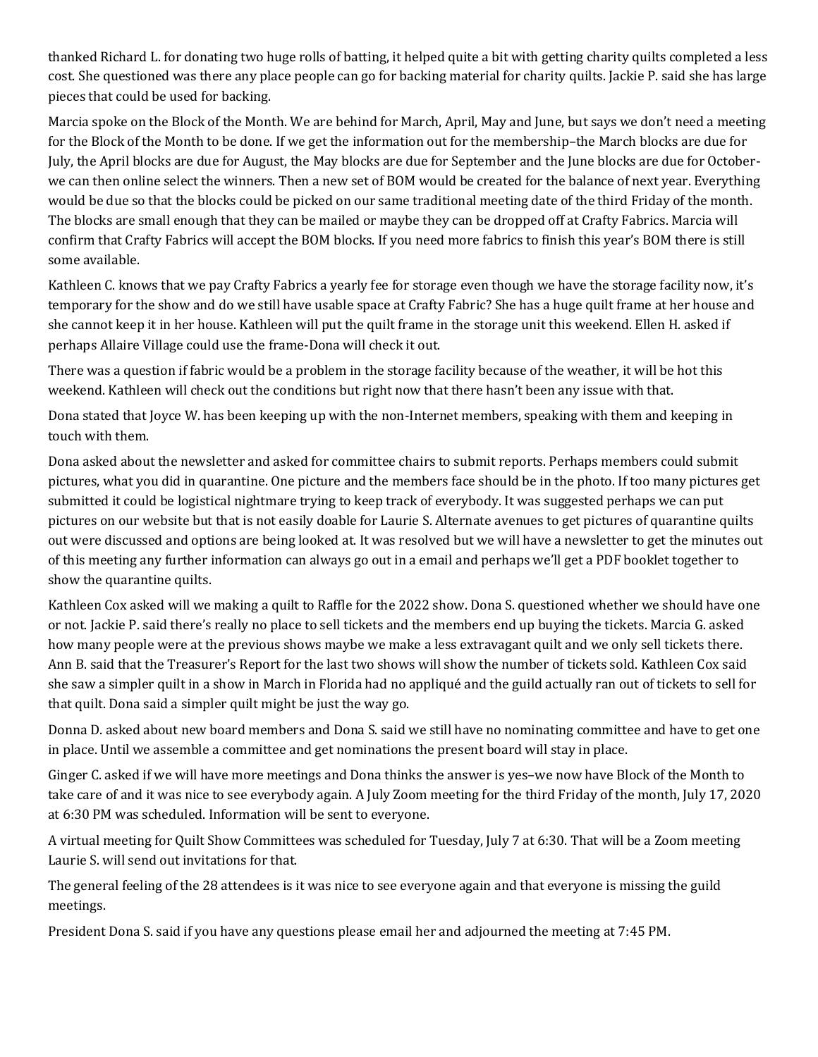thanked Richard L. for donating two huge rolls of batting, it helped quite a bit with getting charity quilts completed a less cost. She questioned was there any place people can go for backing material for charity quilts. Jackie P. said she has large pieces that could be used for backing.

Marcia spoke on the Block of the Month. We are behind for March, April, May and June, but says we don't need a meeting for the Block of the Month to be done. If we get the information out for the membership–the March blocks are due for July, the April blocks are due for August, the May blocks are due for September and the June blocks are due for October-we can then online select the winners. Then a new set of BOM would be created for the balance of next year. Everything would be due so that the blocks could be picked on our same traditional meeting date of the third Friday of the month. The blocks are small enough that they can be mailed or maybe they can be dropped off at Crafty Fabrics. Marcia will confirm that Crafty Fabrics will accept the BOM blocks. If you need more fabrics to finish this year's BOM there is still some available.

Kathleen C. knows that we pay Crafty Fabrics a yearly fee for storage even though we have the storage facility now, it's temporary for the show and do we still have usable space at Crafty Fabric? She has a huge quilt frame at her house and she cannot keep it in her house. Kathleen will put the quilt frame in the storage unit this weekend. Ellen H. asked if perhaps Allaire Village could use the frame-Dona will check it out.

There was a question if fabric would be a problem in the storage facility because of the weather, it will be hot this weekend. Kathleen will check out the conditions but right now that there hasn't been any issue with that.

Dona stated that Joyce W. has been keeping up with the non-Internet members, speaking with them and keeping in touch with them.

Dona asked about the newsletter and asked for committee chairs to submit reports. Perhaps members could submit pictures, what you did in quarantine. One picture and the members face should be in the photo. If too many pictures get submitted it could be logistical nightmare trying to keep track of everybody. It was suggested perhaps we can put pictures on our website but that is not easily doable for Laurie S. Alternate avenues to get pictures of quarantine quilts out were discussed and options are being looked at. It was resolved but we will have a newsletter to get the minutes out of this meeting any further information can always go out in a email and perhaps we'll get a PDF booklet together to show the quarantine quilts.

Kathleen Cox asked will we making a quilt to Raffle for the 2022 show. Dona S. questioned whether we should have one or not. Jackie P. said there's really no place to sell tickets and the members end up buying the tickets. Marcia G. asked how many people were at the previous shows maybe we make a less extravagant quilt and we only sell tickets there. Ann B. said that the Treasurer's Report for the last two shows will show the number of tickets sold. Kathleen Cox said she saw a simpler quilt in a show in March in Florida had no appliqué and the guild actually ran out of tickets to sell for that quilt. Dona said a simpler quilt might be just the way go.

Donna D. asked about new board members and Dona S. said we still have no nominating committee and have to get one in place. Until we assemble a committee and get nominations the present board will stay in place.

Ginger C. asked if we will have more meetings and Dona thinks the answer is yes–we now have Block of the Month to take care of and it was nice to see everybody again. A July Zoom meeting for the third Friday of the month, July 17, 2020 at 6:30 PM was scheduled. Information will be sent to everyone.

A virtual meeting for Quilt Show Committees was scheduled for Tuesday, July 7 at 6:30. That will be a Zoom meeting Laurie S. will send out invitations for that.

The general feeling of the 28 attendees is it was nice to see everyone again and that everyone is missing the guild meetings.

President Dona S. said if you have any questions please email her and adjourned the meeting at 7:45 PM.